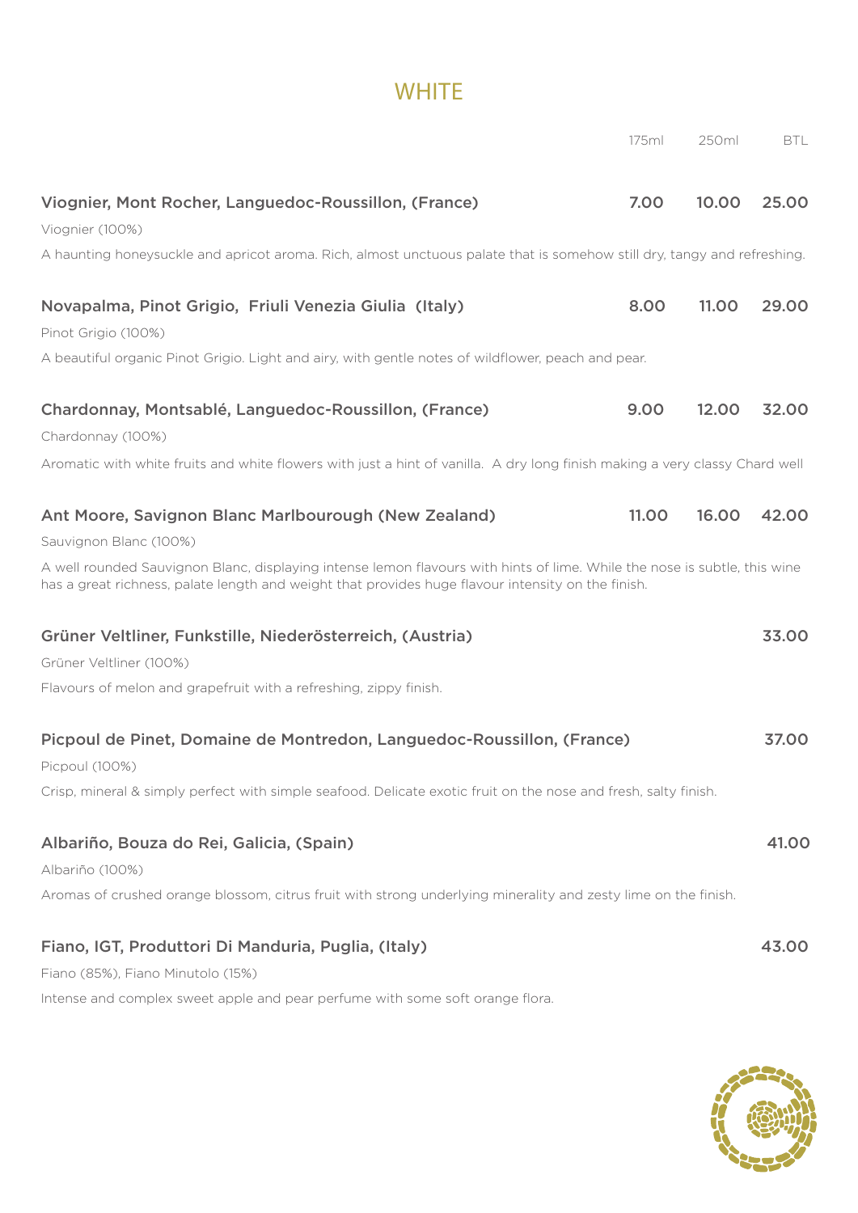# WHITE

| | 175ml | 250ml | BTL |
|---|---|---|---|
| **Viognier, Mont Rocher, Languedoc-Roussillon, (France)** | **7.00** | **10.00** | **25.00** |
| **Novapalma, Pinot Grigio, Friuli Venezia Giulia (Italy)** | **8.00** | **11.00** | **29.00** |
| **Chardonnay, Montsablé, Languedoc-Roussillon, (France)** | **9.00** | **12.00** | **32.00** |
| **Ant Moore, Savignon Blanc Marlbourough (New Zealand)** | **11.00** | **16.00** | **42.00** |
| **Grüner Veltliner, Funkstille, Niederösterreich, (Austria)** | | | **33.00** |
| **Picpoul de Pinet, Domaine de Montredon, Languedoc-Roussillon, (France)** | | | **37.00** |
| **Albariño, Bouza do Rei, Galicia, (Spain)** | | | **41.00** |
| **Fiano, IGT, Produttori Di Manduria, Puglia, (Italy)** | | | **43.00** |

**Viognier, Mont Rocher, Languedoc-Roussillon, (France)** — 7.00 / 10.00 / 25.00

Viognier (100%)

A haunting honeysuckle and apricot aroma. Rich, almost unctuous palate that is somehow still dry, tangy and refreshing.

**Novapalma, Pinot Grigio, Friuli Venezia Giulia (Italy)** — 8.00 / 11.00 / 29.00

Pinot Grigio (100%)

A beautiful organic Pinot Grigio. Light and airy, with gentle notes of wildflower, peach and pear.

**Chardonnay, Montsablé, Languedoc-Roussillon, (France)** — 9.00 / 12.00 / 32.00

Chardonnay (100%)

Aromatic with white fruits and white flowers with just a hint of vanilla. A dry long finish making a very classy Chard well

**Ant Moore, Savignon Blanc Marlbourough (New Zealand)** — 11.00 / 16.00 / 42.00

Sauvignon Blanc (100%)

A well rounded Sauvignon Blanc, displaying intense lemon flavours with hints of lime. While the nose is subtle, this wine has a great richness, palate length and weight that provides huge flavour intensity on the finish.

**Grüner Veltliner, Funkstille, Niederösterreich, (Austria)** — 33.00

Grüner Veltliner (100%)

Flavours of melon and grapefruit with a refreshing, zippy finish.

**Picpoul de Pinet, Domaine de Montredon, Languedoc-Roussillon, (France)** — 37.00

Picpoul (100%)

Crisp, mineral & simply perfect with simple seafood. Delicate exotic fruit on the nose and fresh, salty finish.

**Albariño, Bouza do Rei, Galicia, (Spain)** — 41.00

Albariño (100%)

Aromas of crushed orange blossom, citrus fruit with strong underlying minerality and zesty lime on the finish.

**Fiano, IGT, Produttori Di Manduria, Puglia, (Italy)** — 43.00

Fiano (85%), Fiano Minutolo (15%)

Intense and complex sweet apple and pear perfume with some soft orange flora.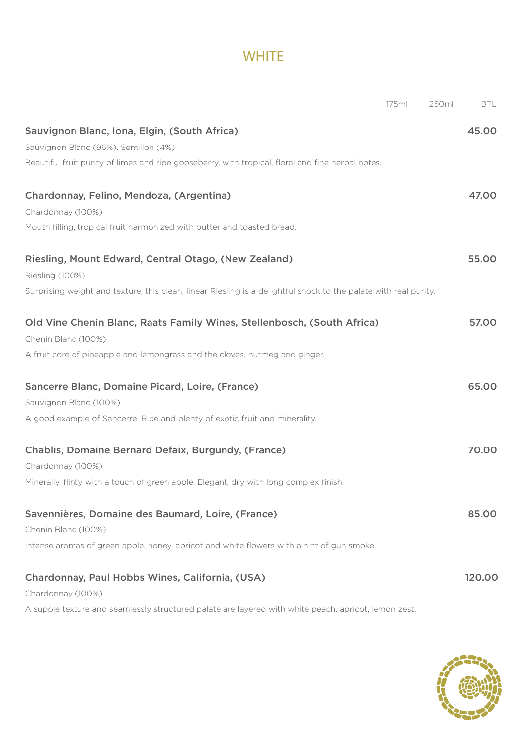# WHITE

| | 175ml | 250ml | BTL |
|---|---|---|---|
| **Sauvignon Blanc, Iona, Elgin, (South Africa)**<br>Sauvignon Blanc (96%), Semillon (4%)<br>Beautiful fruit purity of limes and ripe gooseberry, with tropical, floral and fine herbal notes. | | | **45.00** |
| **Chardonnay, Felino, Mendoza, (Argentina)**<br>Chardonnay (100%)<br>Mouth filling, tropical fruit harmonized with butter and toasted bread. | | | **47.00** |
| **Riesling, Mount Edward, Central Otago, (New Zealand)**<br>Riesling (100%)<br>Surprising weight and texture, this clean, linear Riesling is a delightful shock to the palate with real purity. | | | **55.00** |
| **Old Vine Chenin Blanc, Raats Family Wines, Stellenbosch, (South Africa)**<br>Chenin Blanc (100%)<br>A fruit core of pineapple and lemongrass and the cloves, nutmeg and ginger. | | | **57.00** |
| **Sancerre Blanc, Domaine Picard, Loire, (France)**<br>Sauvignon Blanc (100%)<br>A good example of Sancerre. Ripe and plenty of exotic fruit and minerality. | | | **65.00** |
| **Chablis, Domaine Bernard Defaix, Burgundy, (France)**<br>Chardonnay (100%)<br>Minerally, flinty with a touch of green apple. Elegant, dry with long complex finish. | | | **70.00** |
| **Savennières, Domaine des Baumard, Loire, (France)**<br>Chenin Blanc (100%)<br>Intense aromas of green apple, honey, apricot and white flowers with a hint of gun smoke. | | | **85.00** |
| **Chardonnay, Paul Hobbs Wines, California, (USA)**<br>Chardonnay (100%)<br>A supple texture and seamlessly structured palate are layered with white peach, apricot, lemon zest. | | | **120.00** |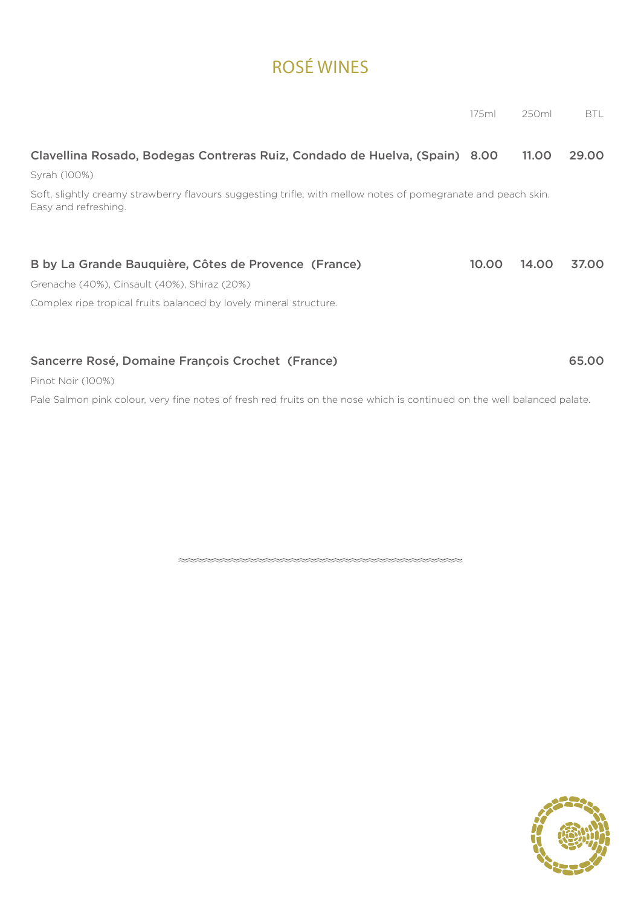# ROSÉ WINES

| | 175ml | 250ml | BTL |
|---|---|---|---|
| **Clavellina Rosado, Bodegas Contreras Ruiz, Condado de Huelva, (Spain)** | **8.00** | **11.00** | **29.00** |
| **B by La Grande Bauquière, Côtes de Provence (France)** | **10.00** | **14.00** | **37.00** |
| **Sancerre Rosé, Domaine François Crochet (France)** | | | **65.00** |

**Clavellina Rosado, Bodegas Contreras Ruiz, Condado de Huelva, (Spain)**

Syrah (100%)

Soft, slightly creamy strawberry flavours suggesting trifle, with mellow notes of pomegranate and peach skin. Easy and refreshing.

**B by La Grande Bauquière, Côtes de Provence (France)**

Grenache (40%), Cinsault (40%), Shiraz (20%)

Complex ripe tropical fruits balanced by lovely mineral structure.

**Sancerre Rosé, Domaine François Crochet (France)**

Pinot Noir (100%)

Pale Salmon pink colour, very fine notes of fresh red fruits on the nose which is continued on the well balanced palate.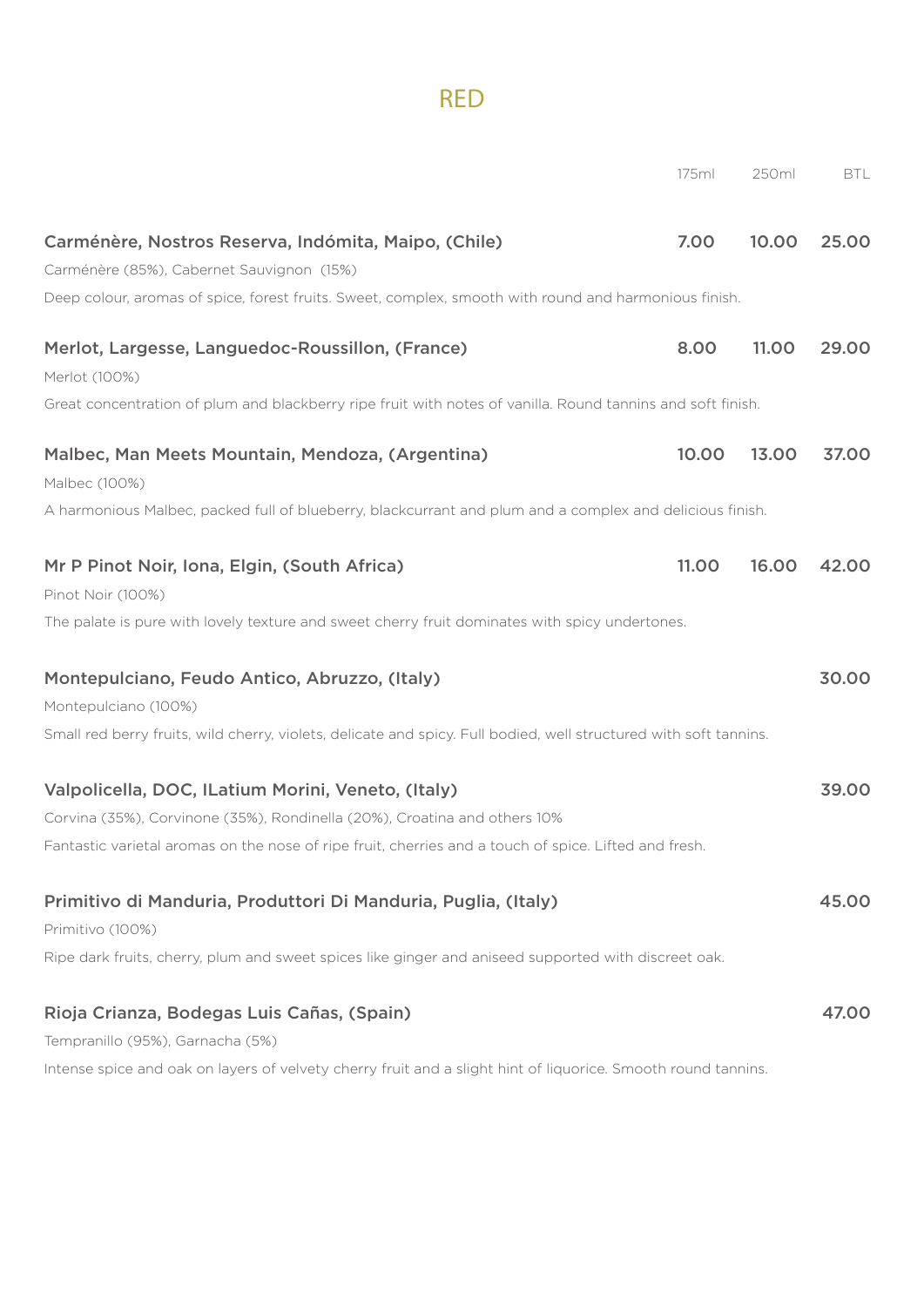# RED

| | 175ml | 250ml | BTL |
|---|---|---|---|
| **Carménère, Nostros Reserva, Indómita, Maipo, (Chile)** | **7.00** | **10.00** | **25.00** |
| Carménère (85%), Cabernet Sauvignon (15%) | | | |
| Deep colour, aromas of spice, forest fruits. Sweet, complex, smooth with round and harmonious finish. | | | |
| **Merlot, Largesse, Languedoc-Roussillon, (France)** | **8.00** | **11.00** | **29.00** |
| Merlot (100%) | | | |
| Great concentration of plum and blackberry ripe fruit with notes of vanilla. Round tannins and soft finish. | | | |
| **Malbec, Man Meets Mountain, Mendoza, (Argentina)** | **10.00** | **13.00** | **37.00** |
| Malbec (100%) | | | |
| A harmonious Malbec, packed full of blueberry, blackcurrant and plum and a complex and delicious finish. | | | |
| **Mr P Pinot Noir, Iona, Elgin, (South Africa)** | **11.00** | **16.00** | **42.00** |
| Pinot Noir (100%) | | | |
| The palate is pure with lovely texture and sweet cherry fruit dominates with spicy undertones. | | | |
| **Montepulciano, Feudo Antico, Abruzzo, (Italy)** | | | **30.00** |
| Montepulciano (100%) | | | |
| Small red berry fruits, wild cherry, violets, delicate and spicy. Full bodied, well structured with soft tannins. | | | |
| **Valpolicella, DOC, ILatium Morini, Veneto, (Italy)** | | | **39.00** |
| Corvina (35%), Corvinone (35%), Rondinella (20%), Croatina and others 10% | | | |
| Fantastic varietal aromas on the nose of ripe fruit, cherries and a touch of spice. Lifted and fresh. | | | |
| **Primitivo di Manduria, Produttori Di Manduria, Puglia, (Italy)** | | | **45.00** |
| Primitivo (100%) | | | |
| Ripe dark fruits, cherry, plum and sweet spices like ginger and aniseed supported with discreet oak. | | | |
| **Rioja Crianza, Bodegas Luis Cañas, (Spain)** | | | **47.00** |
| Tempranillo (95%), Garnacha (5%) | | | |
| Intense spice and oak on layers of velvety cherry fruit and a slight hint of liquorice. Smooth round tannins. | | | |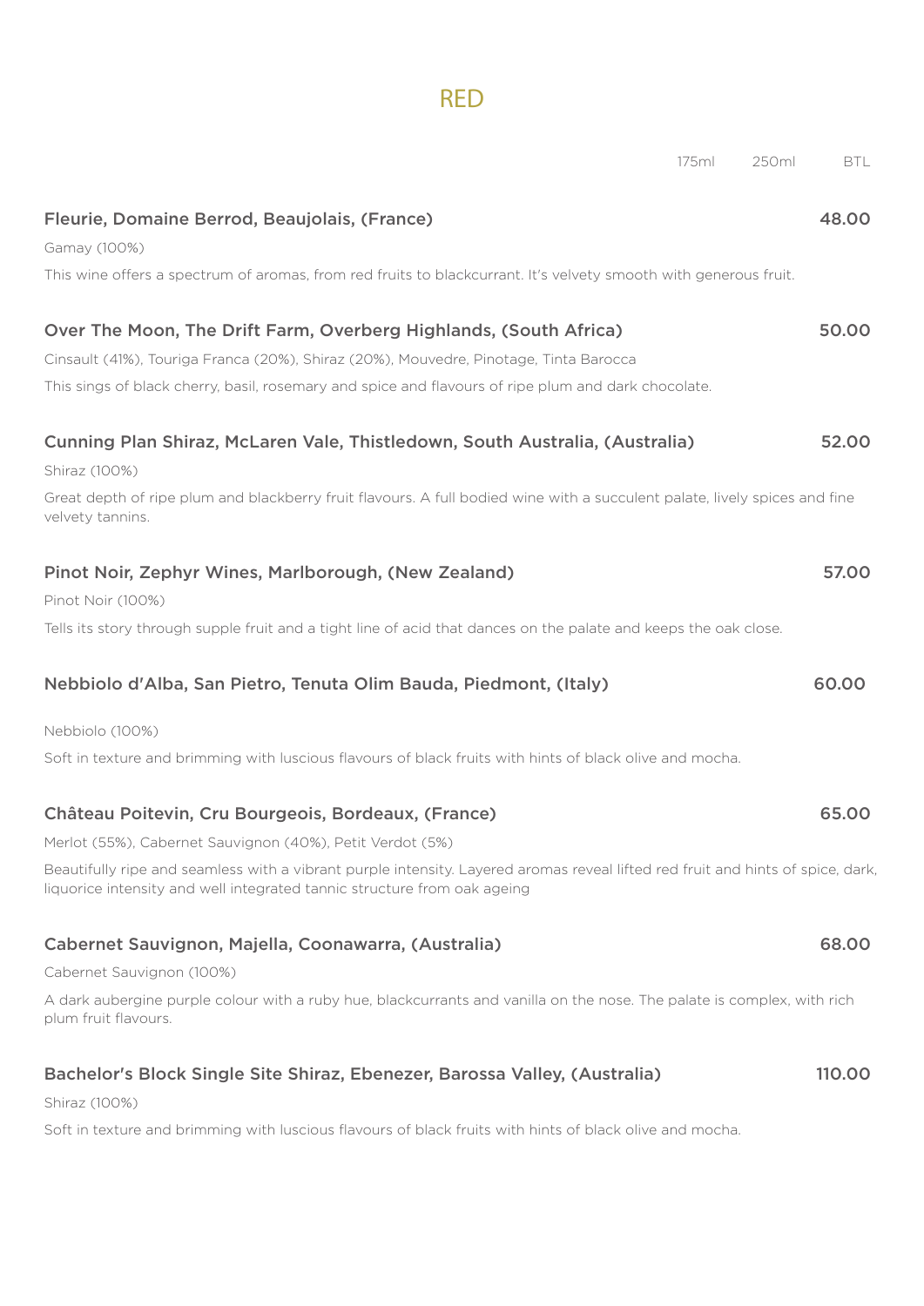# RED

| | 175ml | 250ml | BTL |
|---|---|---|---|

**Fleurie, Domaine Berrod, Beaujolais, (France)** — 48.00

Gamay (100%)

This wine offers a spectrum of aromas, from red fruits to blackcurrant. It's velvety smooth with generous fruit.

**Over The Moon, The Drift Farm, Overberg Highlands, (South Africa)** — 50.00

Cinsault (41%), Touriga Franca (20%), Shiraz (20%), Mouvedre, Pinotage, Tinta Barocca

This sings of black cherry, basil, rosemary and spice and flavours of ripe plum and dark chocolate.

**Cunning Plan Shiraz, McLaren Vale, Thistledown, South Australia, (Australia)** — 52.00

Shiraz (100%)

Great depth of ripe plum and blackberry fruit flavours. A full bodied wine with a succulent palate, lively spices and fine velvety tannins.

**Pinot Noir, Zephyr Wines, Marlborough, (New Zealand)** — 57.00

Pinot Noir (100%)

Tells its story through supple fruit and a tight line of acid that dances on the palate and keeps the oak close.

**Nebbiolo d'Alba, San Pietro, Tenuta Olim Bauda, Piedmont, (Italy)** — 60.00

Nebbiolo (100%)

Soft in texture and brimming with luscious flavours of black fruits with hints of black olive and mocha.

**Château Poitevin, Cru Bourgeois, Bordeaux, (France)** — 65.00

Merlot (55%), Cabernet Sauvignon (40%), Petit Verdot (5%)

Beautifully ripe and seamless with a vibrant purple intensity. Layered aromas reveal lifted red fruit and hints of spice, dark, liquorice intensity and well integrated tannic structure from oak ageing

**Cabernet Sauvignon, Majella, Coonawarra, (Australia)** — 68.00

Cabernet Sauvignon (100%)

A dark aubergine purple colour with a ruby hue, blackcurrants and vanilla on the nose. The palate is complex, with rich plum fruit flavours.

**Bachelor's Block Single Site Shiraz, Ebenezer, Barossa Valley, (Australia)** — 110.00

Shiraz (100%)

Soft in texture and brimming with luscious flavours of black fruits with hints of black olive and mocha.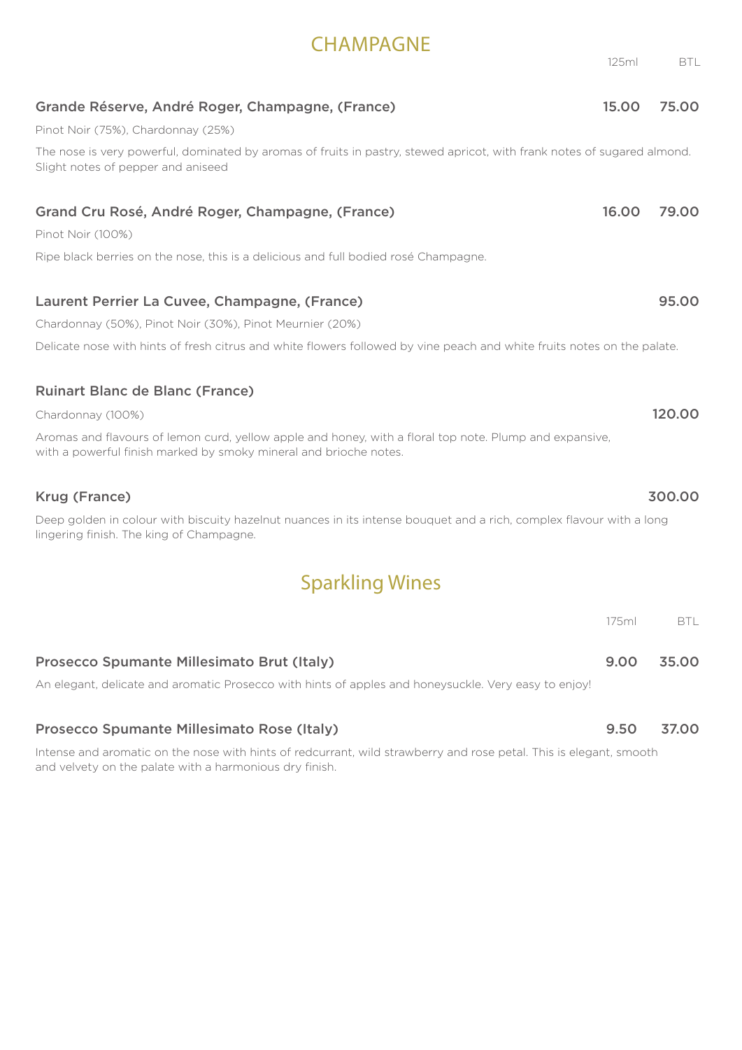# CHAMPAGNE

| | 125ml | BTL |
|---|---|---|
| **Grande Réserve, André Roger, Champagne, (France)** | **15.00** | **75.00** |
| **Grand Cru Rosé, André Roger, Champagne, (France)** | **16.00** | **79.00** |
| **Laurent Perrier La Cuvee, Champagne, (France)** | | **95.00** |
| **Ruinart Blanc de Blanc (France)** | | **120.00** |
| **Krug (France)** | | **300.00** |

### Grande Réserve, André Roger, Champagne, (France) — 15.00 / 75.00

Pinot Noir (75%), Chardonnay (25%)

The nose is very powerful, dominated by aromas of fruits in pastry, stewed apricot, with frank notes of sugared almond. Slight notes of pepper and aniseed

### Grand Cru Rosé, André Roger, Champagne, (France) — 16.00 / 79.00

Pinot Noir (100%)

Ripe black berries on the nose, this is a delicious and full bodied rosé Champagne.

### Laurent Perrier La Cuvee, Champagne, (France) — 95.00

Chardonnay (50%), Pinot Noir (30%), Pinot Meurnier (20%)

Delicate nose with hints of fresh citrus and white flowers followed by vine peach and white fruits notes on the palate.

### Ruinart Blanc de Blanc (France) — 120.00

Chardonnay (100%)

Aromas and flavours of lemon curd, yellow apple and honey, with a floral top note. Plump and expansive, with a powerful finish marked by smoky mineral and brioche notes.

### Krug (France) — 300.00

Deep golden in colour with biscuity hazelnut nuances in its intense bouquet and a rich, complex flavour with a long lingering finish. The king of Champagne.

# Sparkling Wines

| | 175ml | BTL |
|---|---|---|
| **Prosecco Spumante Millesimato Brut (Italy)** | **9.00** | **35.00** |
| **Prosecco Spumante Millesimato Rose (Italy)** | **9.50** | **37.00** |

### Prosecco Spumante Millesimato Brut (Italy) — 9.00 / 35.00

An elegant, delicate and aromatic Prosecco with hints of apples and honeysuckle. Very easy to enjoy!

### Prosecco Spumante Millesimato Rose (Italy) — 9.50 / 37.00

Intense and aromatic on the nose with hints of redcurrant, wild strawberry and rose petal. This is elegant, smooth and velvety on the palate with a harmonious dry finish.